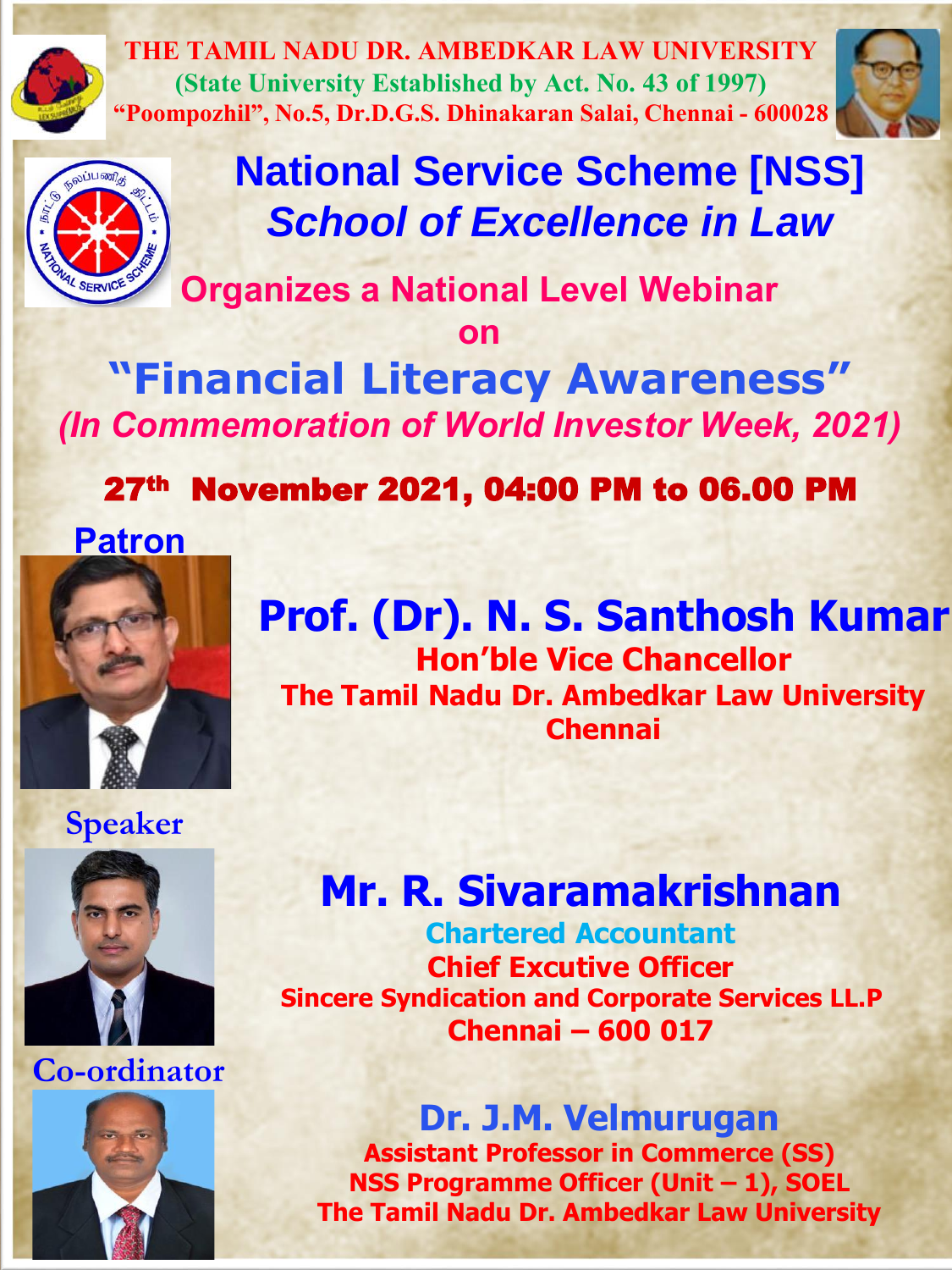# THE TAMIL NADU DR. AMBEDKAR LAW UNIVERSITY

(State University Established by Act. No. 43 of 1997)

"Poompozhil", No.5, Dr.D.G.S. Dhinakaran Salai, Chennai - 600028

## National Service Scheme [NSS]

## *School of Excellence in Law*

### Organizes a National Level Webinar

### on

# "Financial Literacy Awareness"

*(In Commemoration of World Investor Week, 2021)*

**27th November 2021, 04:00 PM to 06.00 PM**

## Patron

**Prof. (Dr). N. S. Santhosh Kumar**

**Hon'ble Vice Chancellor**

**The Tamil Nadu Dr. Ambedkar Law University**

**Chennai**

## Speaker

**Mr. R. Sivaramakrishnan**

**Chartered Accountant**

**Chief Excutive Officer**

**Sincere Syndication and Corporate Services LL.P**

**Chennai – 600 017**

## Co-ordinator

**Dr. J.M. Velmurugan**

**Assistant Professor in Commerce (SS)**

**NSS Programme Officer (Unit – 1), SOEL**

**The Tamil Nadu Dr. Ambedkar Law University**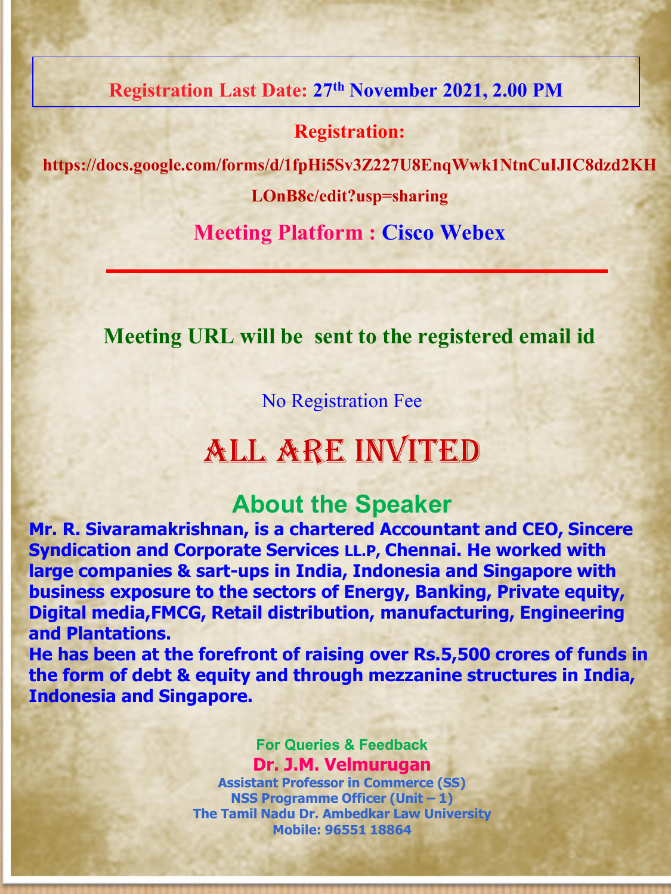**Registration Last Date: 27th November 2021, 2.00 PM**

**Registration:**

**https://docs.google.com/forms/d/1fpHi5Sv3Z227U8EnqWwk1NtnCuIJIC8dzd2KHLOnB8c/edit?usp=sharing**

**Meeting Platform : Cisco Webex**

---

**Meeting URL will be sent to the registered email id**

No Registration Fee

# ALL ARE INVITED

## About the Speaker

**Mr. R. Sivaramakrishnan, is a chartered Accountant and CEO, Sincere Syndication and Corporate Services LL.P, Chennai. He worked with large companies & sart-ups in India, Indonesia and Singapore with business exposure to the sectors of Energy, Banking, Private equity, Digital media,FMCG, Retail distribution, manufacturing, Engineering and Plantations.**

**He has been at the forefront of raising over Rs.5,500 crores of funds in the form of debt & equity and through mezzanine structures in India, Indonesia and Singapore.**

**For Queries & Feedback**

**Dr. J.M. Velmurugan**

**Assistant Professor in Commerce (SS)**

**NSS Programme Officer (Unit – 1)**

**The Tamil Nadu Dr. Ambedkar Law University**

**Mobile: 96551 18864**